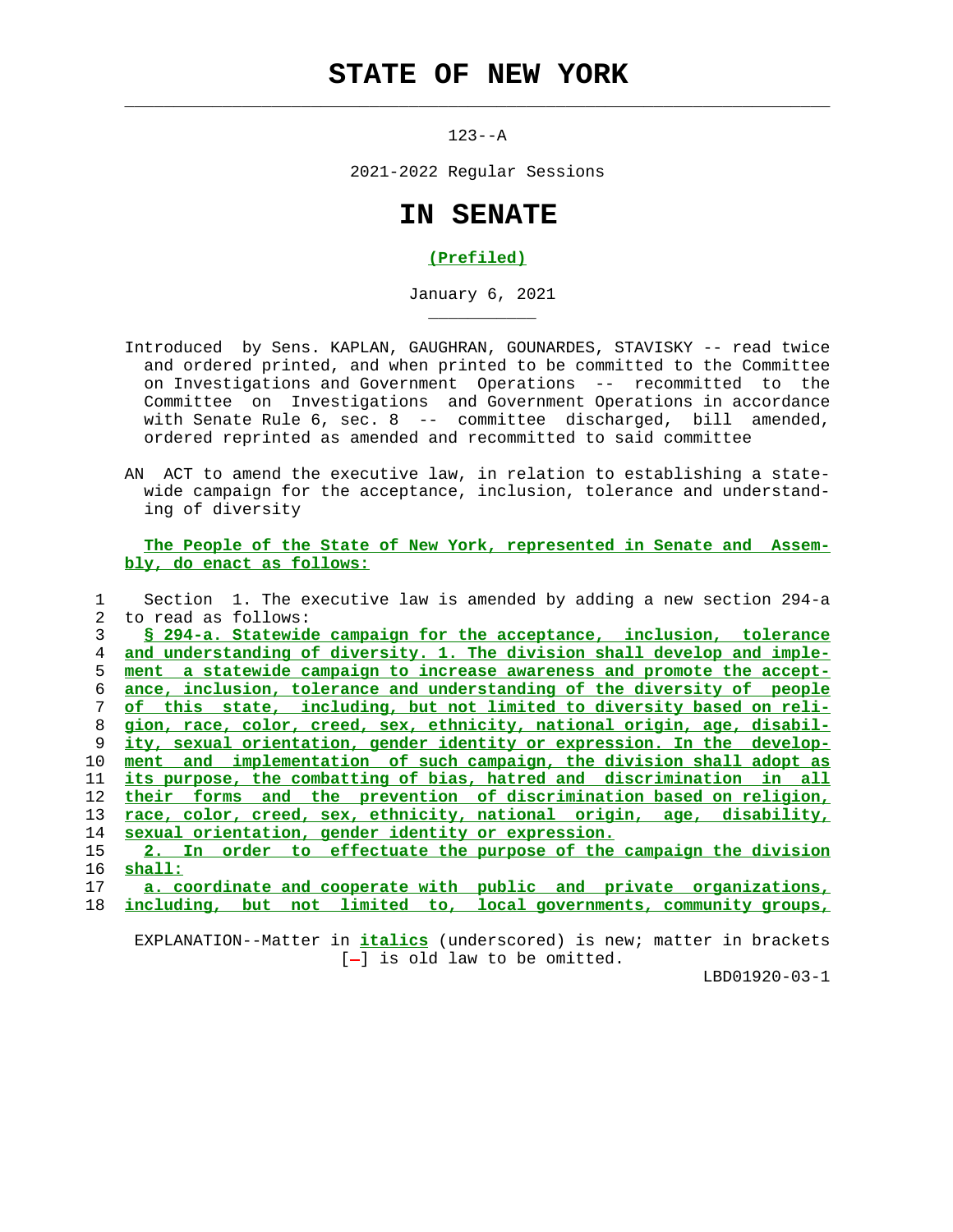# STATE OF NEW YORK

123--A

2021-2022 Regular Sessions

# IN SENATE

**(Prefiled)**

January 6, 2021

Introduced by Sens. KAPLAN, GAUGHRAN, GOUNARDES, STAVISKY -- read twice and ordered printed, and when printed to be committed to the Committee on Investigations and Government Operations -- recommitted to the Committee on Investigations and Government Operations in accordance with Senate Rule 6, sec. 8 -- committee discharged, bill amended, ordered reprinted as amended and recommitted to said committee

AN ACT to amend the executive law, in relation to establishing a statewide campaign for the acceptance, inclusion, tolerance and understanding of diversity

**The People of the State of New York, represented in Senate and Assembly, do enact as follows:**

1 Section 1. The executive law is amended by adding a new section 294-a
2 to read as follows:
3 **§ 294-a. Statewide campaign for the acceptance, inclusion, tolerance**
4 **and understanding of diversity. 1. The division shall develop and imple-**
5 **ment a statewide campaign to increase awareness and promote the accept-**
6 **ance, inclusion, tolerance and understanding of the diversity of people**
7 **of this state, including, but not limited to diversity based on reli-**
8 **gion, race, color, creed, sex, ethnicity, national origin, age, disabil-**
9 **ity, sexual orientation, gender identity or expression. In the develop-**
10 **ment and implementation of such campaign, the division shall adopt as**
11 **its purpose, the combatting of bias, hatred and discrimination in all**
12 **their forms and the prevention of discrimination based on religion,**
13 **race, color, creed, sex, ethnicity, national origin, age, disability,**
14 **sexual orientation, gender identity or expression.**
15 **2. In order to effectuate the purpose of the campaign the division**
16 **shall:**
17 **a. coordinate and cooperate with public and private organizations,**
18 **including, but not limited to, local governments, community groups,**

EXPLANATION--Matter in ***italics*** (underscored) is new; matter in brackets [-] is old law to be omitted.

LBD01920-03-1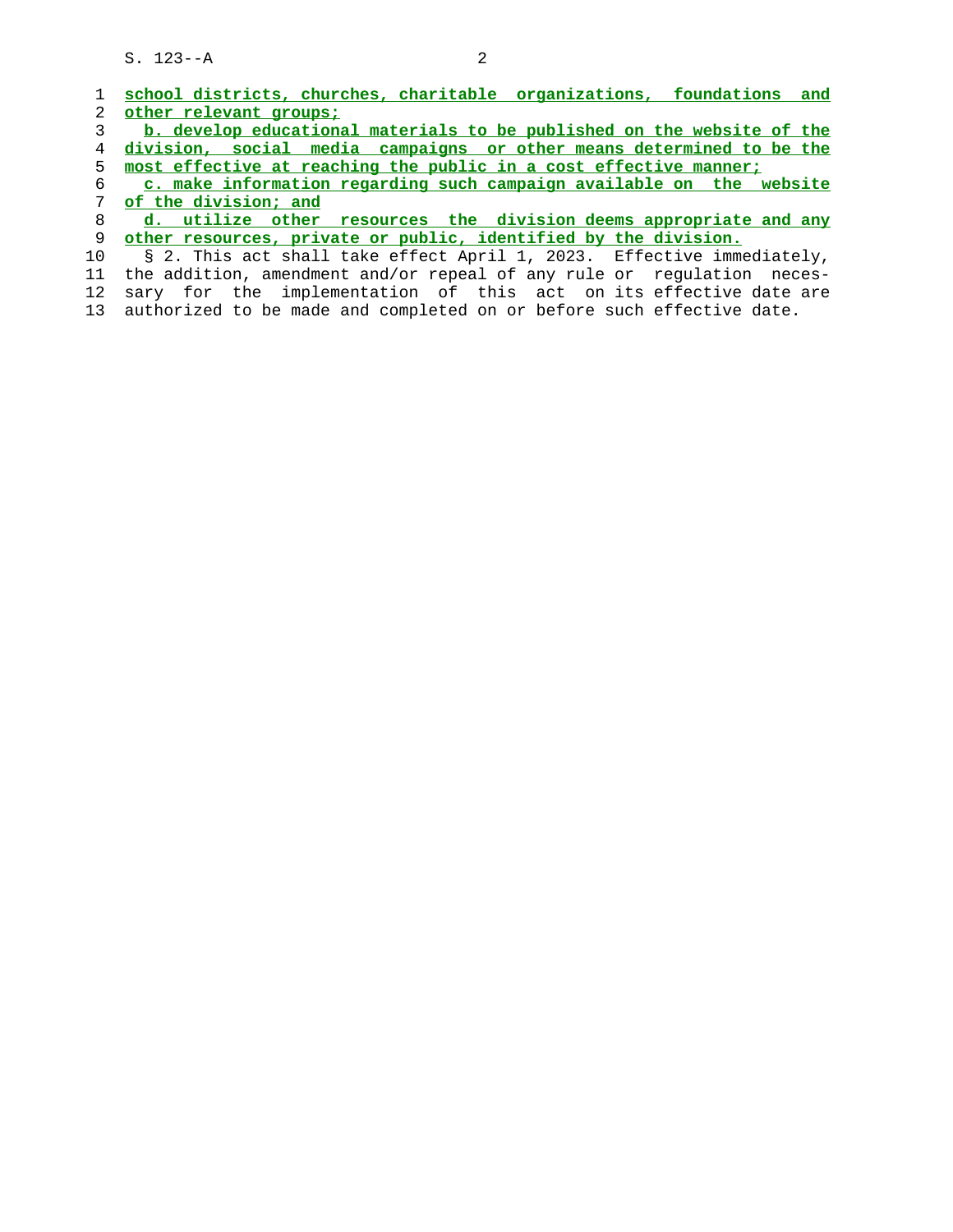school districts, churches, charitable organizations, foundations and other relevant groups;

b. develop educational materials to be published on the website of the division, social media campaigns or other means determined to be the most effective at reaching the public in a cost effective manner;

c. make information regarding such campaign available on the website of the division; and

d. utilize other resources the division deems appropriate and any other resources, private or public, identified by the division.

§ 2. This act shall take effect April 1, 2023. Effective immediately, the addition, amendment and/or repeal of any rule or regulation necessary for the implementation of this act on its effective date are authorized to be made and completed on or before such effective date.